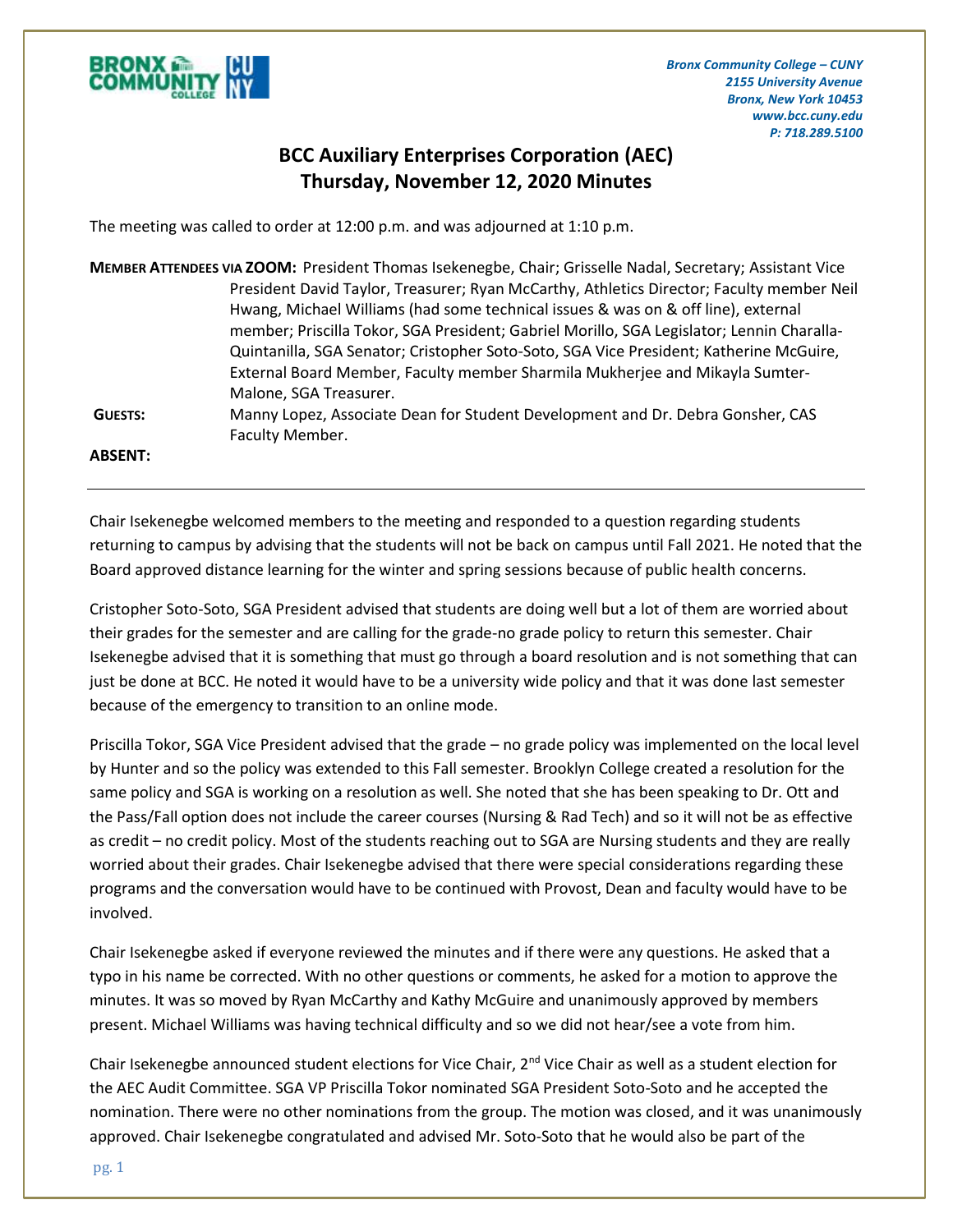Bronx Community College – CUNY
2155 University Avenue
Bronx, New York 10453
www.bcc.cuny.edu
P: 718.289.5100

# BCC Auxiliary Enterprises Corporation (AEC)
# Thursday, November 12, 2020 Minutes

The meeting was called to order at 12:00 p.m. and was adjourned at 1:10 p.m.

**MEMBER ATTENDEES VIA ZOOM:** President Thomas Isekenegbe, Chair; Grisselle Nadal, Secretary; Assistant Vice President David Taylor, Treasurer; Ryan McCarthy, Athletics Director; Faculty member Neil Hwang, Michael Williams (had some technical issues & was on & off line), external member; Priscilla Tokor, SGA President; Gabriel Morillo, SGA Legislator; Lennin Charalla-Quintanilla, SGA Senator; Cristopher Soto-Soto, SGA Vice President; Katherine McGuire, External Board Member, Faculty member Sharmila Mukherjee and Mikayla Sumter-Malone, SGA Treasurer.

**GUESTS:** Manny Lopez, Associate Dean for Student Development and Dr. Debra Gonsher, CAS Faculty Member.

**ABSENT:**

---

Chair Isekenegbe welcomed members to the meeting and responded to a question regarding students returning to campus by advising that the students will not be back on campus until Fall 2021. He noted that the Board approved distance learning for the winter and spring sessions because of public health concerns.

Cristopher Soto-Soto, SGA President advised that students are doing well but a lot of them are worried about their grades for the semester and are calling for the grade-no grade policy to return this semester. Chair Isekenegbe advised that it is something that must go through a board resolution and is not something that can just be done at BCC. He noted it would have to be a university wide policy and that it was done last semester because of the emergency to transition to an online mode.

Priscilla Tokor, SGA Vice President advised that the grade – no grade policy was implemented on the local level by Hunter and so the policy was extended to this Fall semester. Brooklyn College created a resolution for the same policy and SGA is working on a resolution as well. She noted that she has been speaking to Dr. Ott and the Pass/Fall option does not include the career courses (Nursing & Rad Tech) and so it will not be as effective as credit – no credit policy. Most of the students reaching out to SGA are Nursing students and they are really worried about their grades. Chair Isekenegbe advised that there were special considerations regarding these programs and the conversation would have to be continued with Provost, Dean and faculty would have to be involved.

Chair Isekenegbe asked if everyone reviewed the minutes and if there were any questions. He asked that a typo in his name be corrected. With no other questions or comments, he asked for a motion to approve the minutes. It was so moved by Ryan McCarthy and Kathy McGuire and unanimously approved by members present. Michael Williams was having technical difficulty and so we did not hear/see a vote from him.

Chair Isekenegbe announced student elections for Vice Chair, 2nd Vice Chair as well as a student election for the AEC Audit Committee. SGA VP Priscilla Tokor nominated SGA President Soto-Soto and he accepted the nomination. There were no other nominations from the group. The motion was closed, and it was unanimously approved. Chair Isekenegbe congratulated and advised Mr. Soto-Soto that he would also be part of the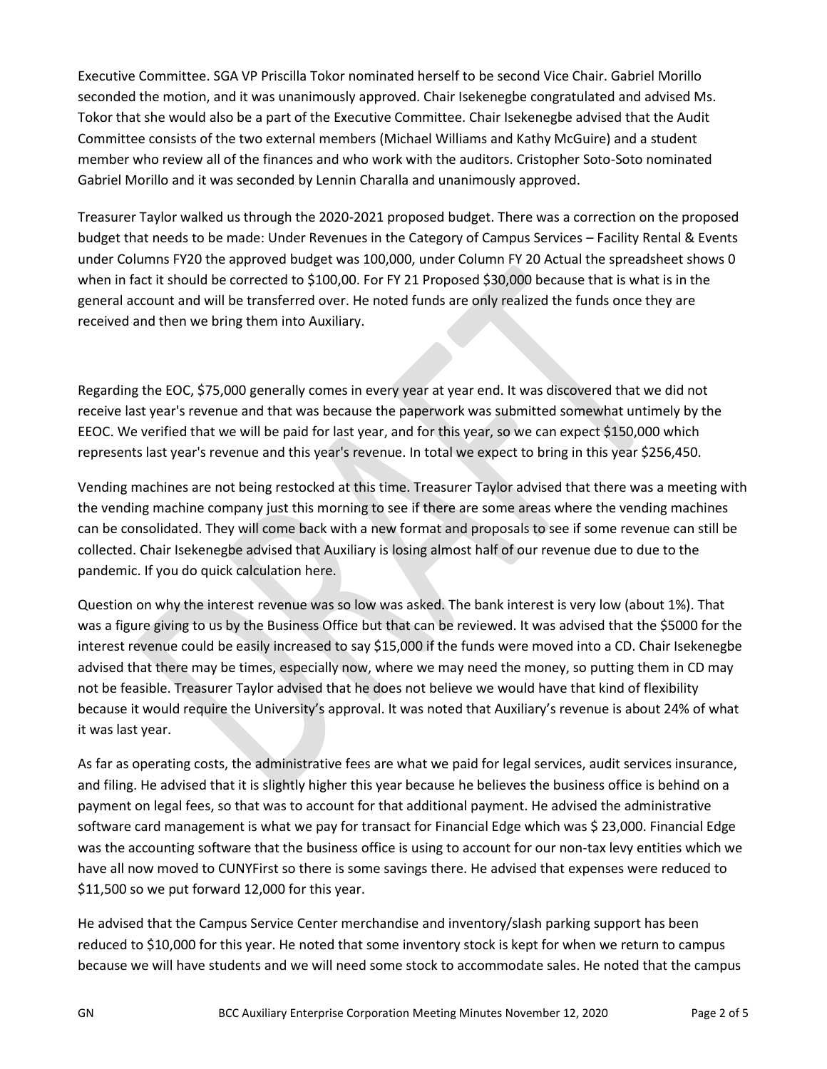Executive Committee. SGA VP Priscilla Tokor nominated herself to be second Vice Chair. Gabriel Morillo seconded the motion, and it was unanimously approved. Chair Isekenegbe congratulated and advised Ms. Tokor that she would also be a part of the Executive Committee. Chair Isekenegbe advised that the Audit Committee consists of the two external members (Michael Williams and Kathy McGuire) and a student member who review all of the finances and who work with the auditors. Cristopher Soto-Soto nominated Gabriel Morillo and it was seconded by Lennin Charalla and unanimously approved.

Treasurer Taylor walked us through the 2020-2021 proposed budget. There was a correction on the proposed budget that needs to be made: Under Revenues in the Category of Campus Services – Facility Rental & Events under Columns FY20 the approved budget was 100,000, under Column FY 20 Actual the spreadsheet shows 0 when in fact it should be corrected to $100,00. For FY 21 Proposed $30,000 because that is what is in the general account and will be transferred over. He noted funds are only realized the funds once they are received and then we bring them into Auxiliary.

Regarding the EOC, $75,000 generally comes in every year at year end. It was discovered that we did not receive last year's revenue and that was because the paperwork was submitted somewhat untimely by the EEOC. We verified that we will be paid for last year, and for this year, so we can expect $150,000 which represents last year's revenue and this year's revenue. In total we expect to bring in this year $256,450.

Vending machines are not being restocked at this time. Treasurer Taylor advised that there was a meeting with the vending machine company just this morning to see if there are some areas where the vending machines can be consolidated. They will come back with a new format and proposals to see if some revenue can still be collected. Chair Isekenegbe advised that Auxiliary is losing almost half of our revenue due to due to the pandemic. If you do quick calculation here.

Question on why the interest revenue was so low was asked. The bank interest is very low (about 1%). That was a figure giving to us by the Business Office but that can be reviewed. It was advised that the $5000 for the interest revenue could be easily increased to say $15,000 if the funds were moved into a CD. Chair Isekenegbe advised that there may be times, especially now, where we may need the money, so putting them in CD may not be feasible. Treasurer Taylor advised that he does not believe we would have that kind of flexibility because it would require the University's approval. It was noted that Auxiliary's revenue is about 24% of what it was last year.

As far as operating costs, the administrative fees are what we paid for legal services, audit services insurance, and filing. He advised that it is slightly higher this year because he believes the business office is behind on a payment on legal fees, so that was to account for that additional payment. He advised the administrative software card management is what we pay for transact for Financial Edge which was $ 23,000. Financial Edge was the accounting software that the business office is using to account for our non-tax levy entities which we have all now moved to CUNYFirst so there is some savings there. He advised that expenses were reduced to $11,500 so we put forward 12,000 for this year.

He advised that the Campus Service Center merchandise and inventory/slash parking support has been reduced to $10,000 for this year. He noted that some inventory stock is kept for when we return to campus because we will have students and we will need some stock to accommodate sales. He noted that the campus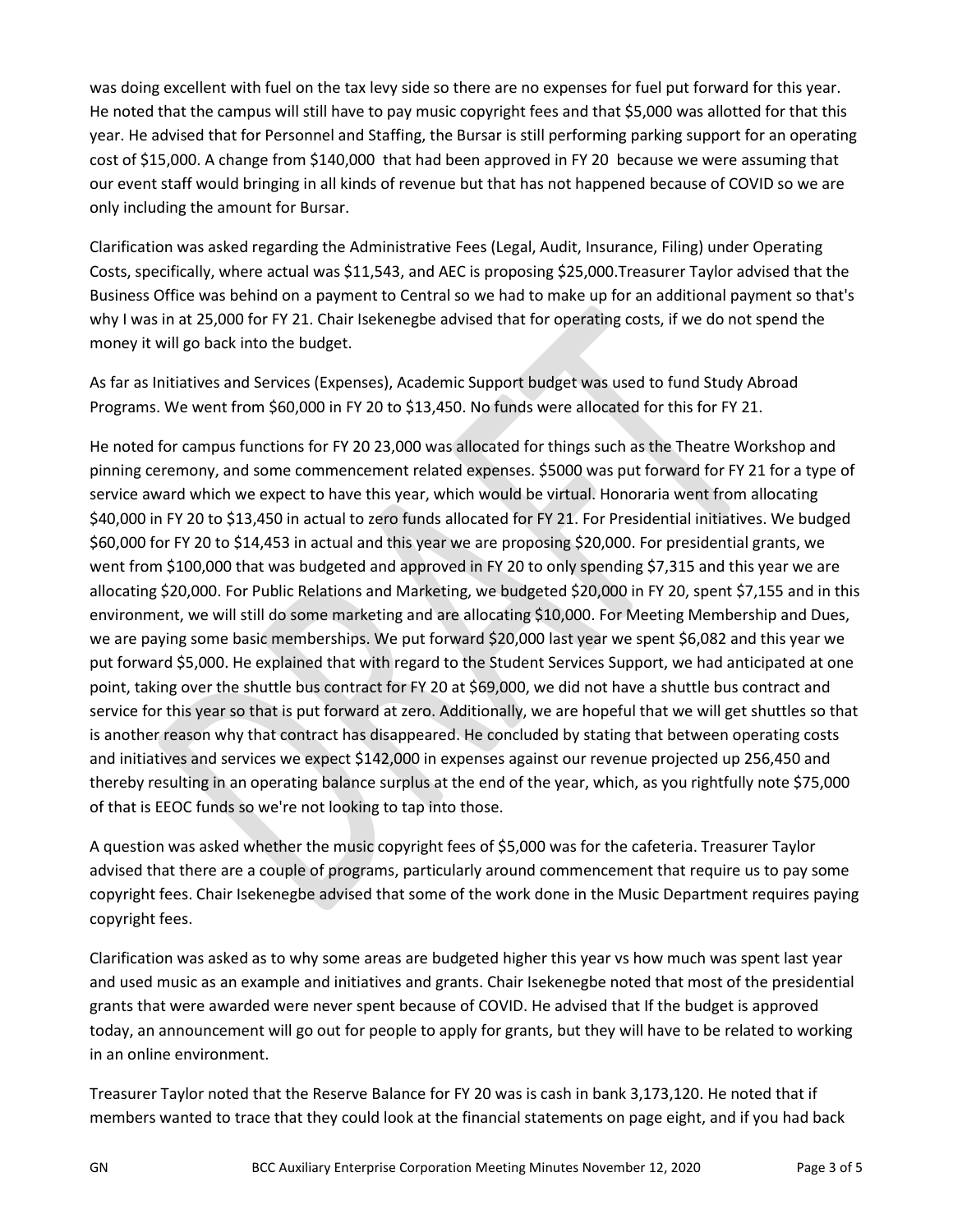was doing excellent with fuel on the tax levy side so there are no expenses for fuel put forward for this year. He noted that the campus will still have to pay music copyright fees and that $5,000 was allotted for that this year. He advised that for Personnel and Staffing, the Bursar is still performing parking support for an operating cost of $15,000. A change from $140,000 that had been approved in FY 20 because we were assuming that our event staff would bringing in all kinds of revenue but that has not happened because of COVID so we are only including the amount for Bursar.

Clarification was asked regarding the Administrative Fees (Legal, Audit, Insurance, Filing) under Operating Costs, specifically, where actual was $11,543, and AEC is proposing $25,000.Treasurer Taylor advised that the Business Office was behind on a payment to Central so we had to make up for an additional payment so that's why I was in at 25,000 for FY 21. Chair Isekenegbe advised that for operating costs, if we do not spend the money it will go back into the budget.

As far as Initiatives and Services (Expenses), Academic Support budget was used to fund Study Abroad Programs. We went from $60,000 in FY 20 to $13,450. No funds were allocated for this for FY 21.

He noted for campus functions for FY 20 23,000 was allocated for things such as the Theatre Workshop and pinning ceremony, and some commencement related expenses. $5000 was put forward for FY 21 for a type of service award which we expect to have this year, which would be virtual. Honoraria went from allocating $40,000 in FY 20 to $13,450 in actual to zero funds allocated for FY 21. For Presidential initiatives. We budged $60,000 for FY 20 to $14,453 in actual and this year we are proposing $20,000. For presidential grants, we went from $100,000 that was budgeted and approved in FY 20 to only spending $7,315 and this year we are allocating $20,000. For Public Relations and Marketing, we budgeted $20,000 in FY 20, spent $7,155 and in this environment, we will still do some marketing and are allocating $10,000. For Meeting Membership and Dues, we are paying some basic memberships. We put forward $20,000 last year we spent $6,082 and this year we put forward $5,000. He explained that with regard to the Student Services Support, we had anticipated at one point, taking over the shuttle bus contract for FY 20 at $69,000, we did not have a shuttle bus contract and service for this year so that is put forward at zero. Additionally, we are hopeful that we will get shuttles so that is another reason why that contract has disappeared. He concluded by stating that between operating costs and initiatives and services we expect $142,000 in expenses against our revenue projected up 256,450 and thereby resulting in an operating balance surplus at the end of the year, which, as you rightfully note $75,000 of that is EEOC funds so we're not looking to tap into those.

A question was asked whether the music copyright fees of $5,000 was for the cafeteria. Treasurer Taylor advised that there are a couple of programs, particularly around commencement that require us to pay some copyright fees. Chair Isekenegbe advised that some of the work done in the Music Department requires paying copyright fees.

Clarification was asked as to why some areas are budgeted higher this year vs how much was spent last year and used music as an example and initiatives and grants. Chair Isekenegbe noted that most of the presidential grants that were awarded were never spent because of COVID. He advised that If the budget is approved today, an announcement will go out for people to apply for grants, but they will have to be related to working in an online environment.

Treasurer Taylor noted that the Reserve Balance for FY 20 was is cash in bank 3,173,120. He noted that if members wanted to trace that they could look at the financial statements on page eight, and if you had back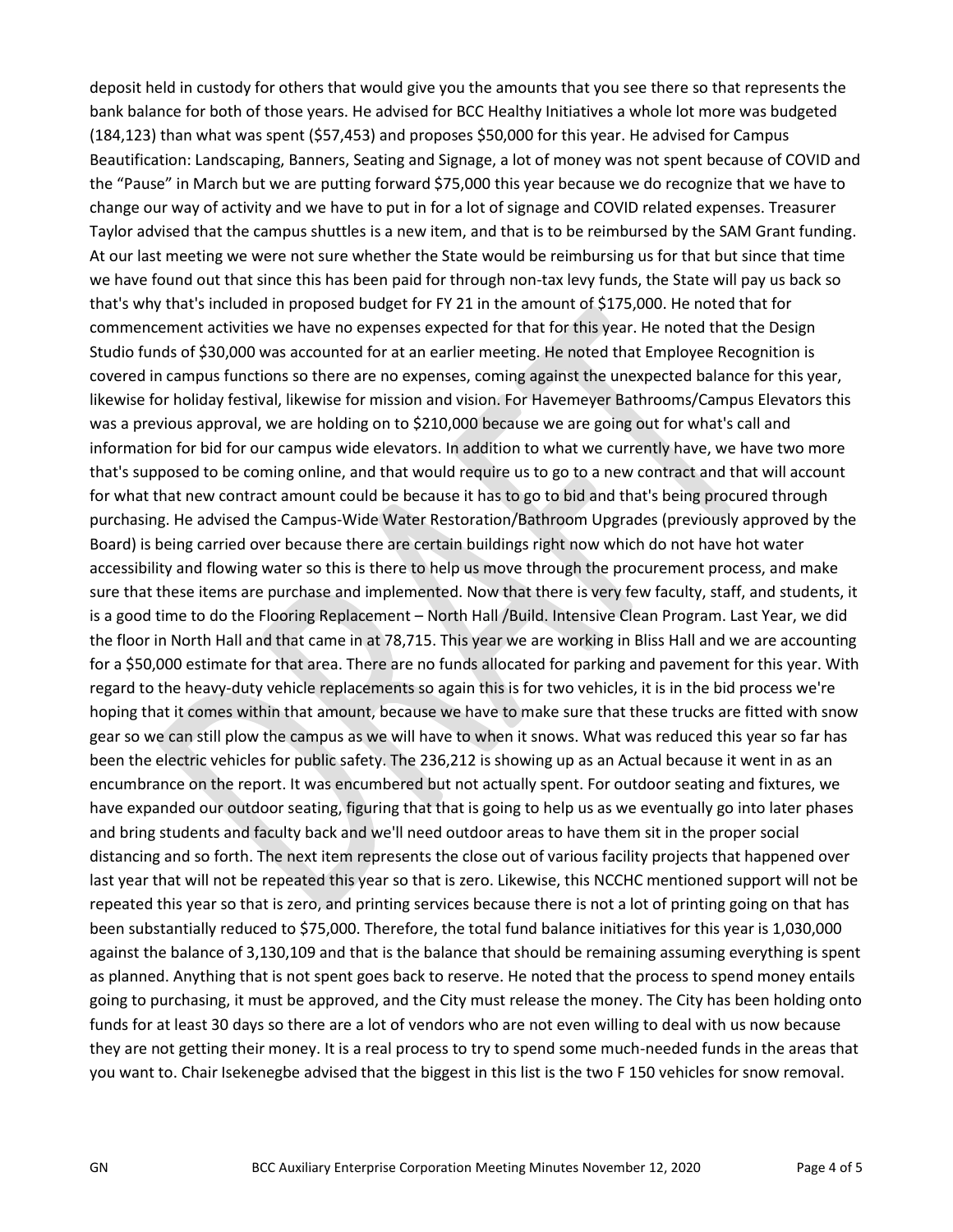deposit held in custody for others that would give you the amounts that you see there so that represents the bank balance for both of those years. He advised for BCC Healthy Initiatives a whole lot more was budgeted (184,123) than what was spent ($57,453) and proposes $50,000 for this year. He advised for Campus Beautification: Landscaping, Banners, Seating and Signage, a lot of money was not spent because of COVID and the "Pause" in March but we are putting forward $75,000 this year because we do recognize that we have to change our way of activity and we have to put in for a lot of signage and COVID related expenses. Treasurer Taylor advised that the campus shuttles is a new item, and that is to be reimbursed by the SAM Grant funding. At our last meeting we were not sure whether the State would be reimbursing us for that but since that time we have found out that since this has been paid for through non-tax levy funds, the State will pay us back so that's why that's included in proposed budget for FY 21 in the amount of $175,000. He noted that for commencement activities we have no expenses expected for that for this year. He noted that the Design Studio funds of $30,000 was accounted for at an earlier meeting. He noted that Employee Recognition is covered in campus functions so there are no expenses, coming against the unexpected balance for this year, likewise for holiday festival, likewise for mission and vision. For Havemeyer Bathrooms/Campus Elevators this was a previous approval, we are holding on to $210,000 because we are going out for what's call and information for bid for our campus wide elevators. In addition to what we currently have, we have two more that's supposed to be coming online, and that would require us to go to a new contract and that will account for what that new contract amount could be because it has to go to bid and that's being procured through purchasing. He advised the Campus-Wide Water Restoration/Bathroom Upgrades (previously approved by the Board) is being carried over because there are certain buildings right now which do not have hot water accessibility and flowing water so this is there to help us move through the procurement process, and make sure that these items are purchase and implemented. Now that there is very few faculty, staff, and students, it is a good time to do the Flooring Replacement – North Hall /Build. Intensive Clean Program. Last Year, we did the floor in North Hall and that came in at 78,715. This year we are working in Bliss Hall and we are accounting for a $50,000 estimate for that area. There are no funds allocated for parking and pavement for this year. With regard to the heavy-duty vehicle replacements so again this is for two vehicles, it is in the bid process we're hoping that it comes within that amount, because we have to make sure that these trucks are fitted with snow gear so we can still plow the campus as we will have to when it snows. What was reduced this year so far has been the electric vehicles for public safety. The 236,212 is showing up as an Actual because it went in as an encumbrance on the report. It was encumbered but not actually spent. For outdoor seating and fixtures, we have expanded our outdoor seating, figuring that that is going to help us as we eventually go into later phases and bring students and faculty back and we'll need outdoor areas to have them sit in the proper social distancing and so forth. The next item represents the close out of various facility projects that happened over last year that will not be repeated this year so that is zero. Likewise, this NCCHC mentioned support will not be repeated this year so that is zero, and printing services because there is not a lot of printing going on that has been substantially reduced to $75,000. Therefore, the total fund balance initiatives for this year is 1,030,000 against the balance of 3,130,109 and that is the balance that should be remaining assuming everything is spent as planned. Anything that is not spent goes back to reserve. He noted that the process to spend money entails going to purchasing, it must be approved, and the City must release the money. The City has been holding onto funds for at least 30 days so there are a lot of vendors who are not even willing to deal with us now because they are not getting their money. It is a real process to try to spend some much-needed funds in the areas that you want to. Chair Isekenegbe advised that the biggest in this list is the two F 150 vehicles for snow removal.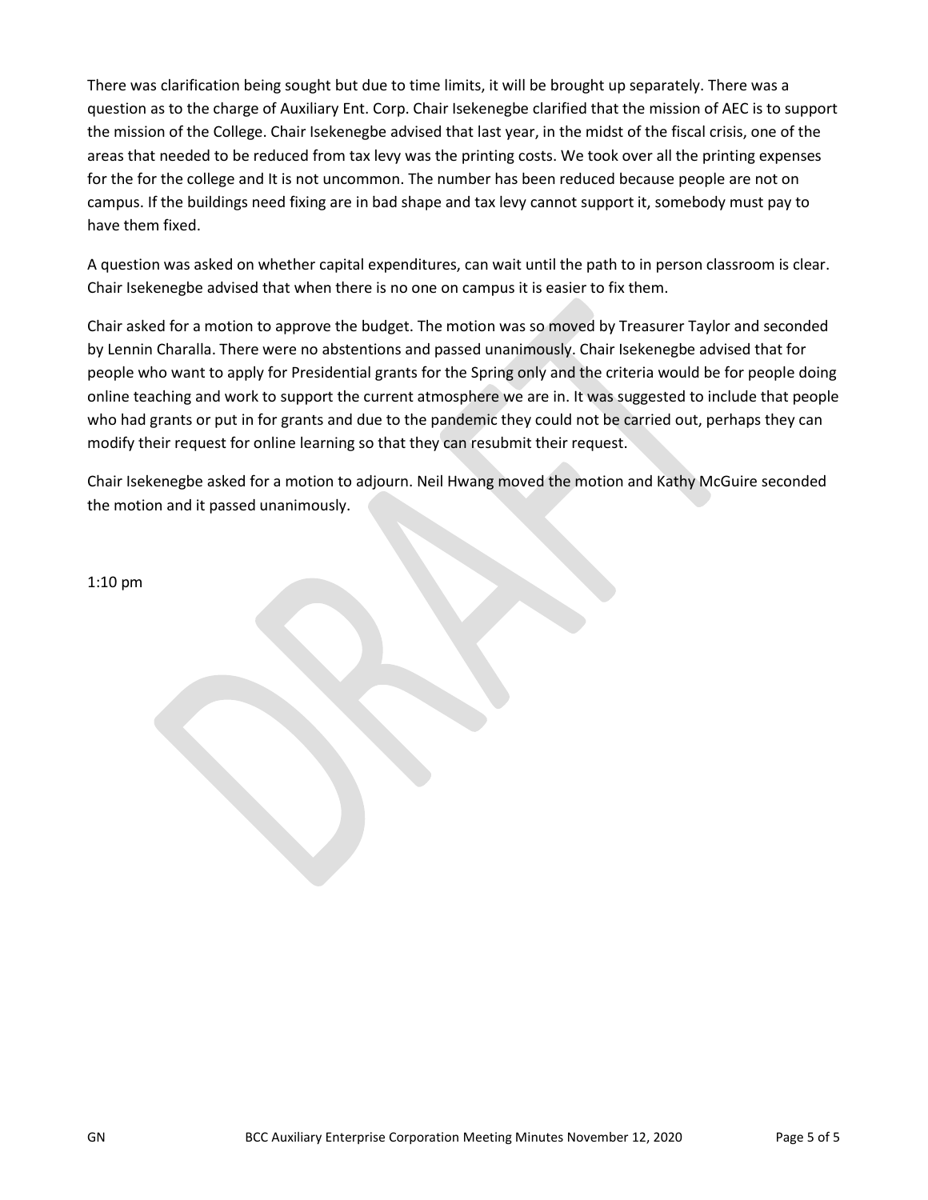There was clarification being sought but due to time limits, it will be brought up separately. There was a question as to the charge of Auxiliary Ent. Corp. Chair Isekenegbe clarified that the mission of AEC is to support the mission of the College. Chair Isekenegbe advised that last year, in the midst of the fiscal crisis, one of the areas that needed to be reduced from tax levy was the printing costs. We took over all the printing expenses for the for the college and It is not uncommon. The number has been reduced because people are not on campus. If the buildings need fixing are in bad shape and tax levy cannot support it, somebody must pay to have them fixed.

A question was asked on whether capital expenditures, can wait until the path to in person classroom is clear. Chair Isekenegbe advised that when there is no one on campus it is easier to fix them.

Chair asked for a motion to approve the budget. The motion was so moved by Treasurer Taylor and seconded by Lennin Charalla. There were no abstentions and passed unanimously. Chair Isekenegbe advised that for people who want to apply for Presidential grants for the Spring only and the criteria would be for people doing online teaching and work to support the current atmosphere we are in. It was suggested to include that people who had grants or put in for grants and due to the pandemic they could not be carried out, perhaps they can modify their request for online learning so that they can resubmit their request.

Chair Isekenegbe asked for a motion to adjourn. Neil Hwang moved the motion and Kathy McGuire seconded the motion and it passed unanimously.

1:10 pm